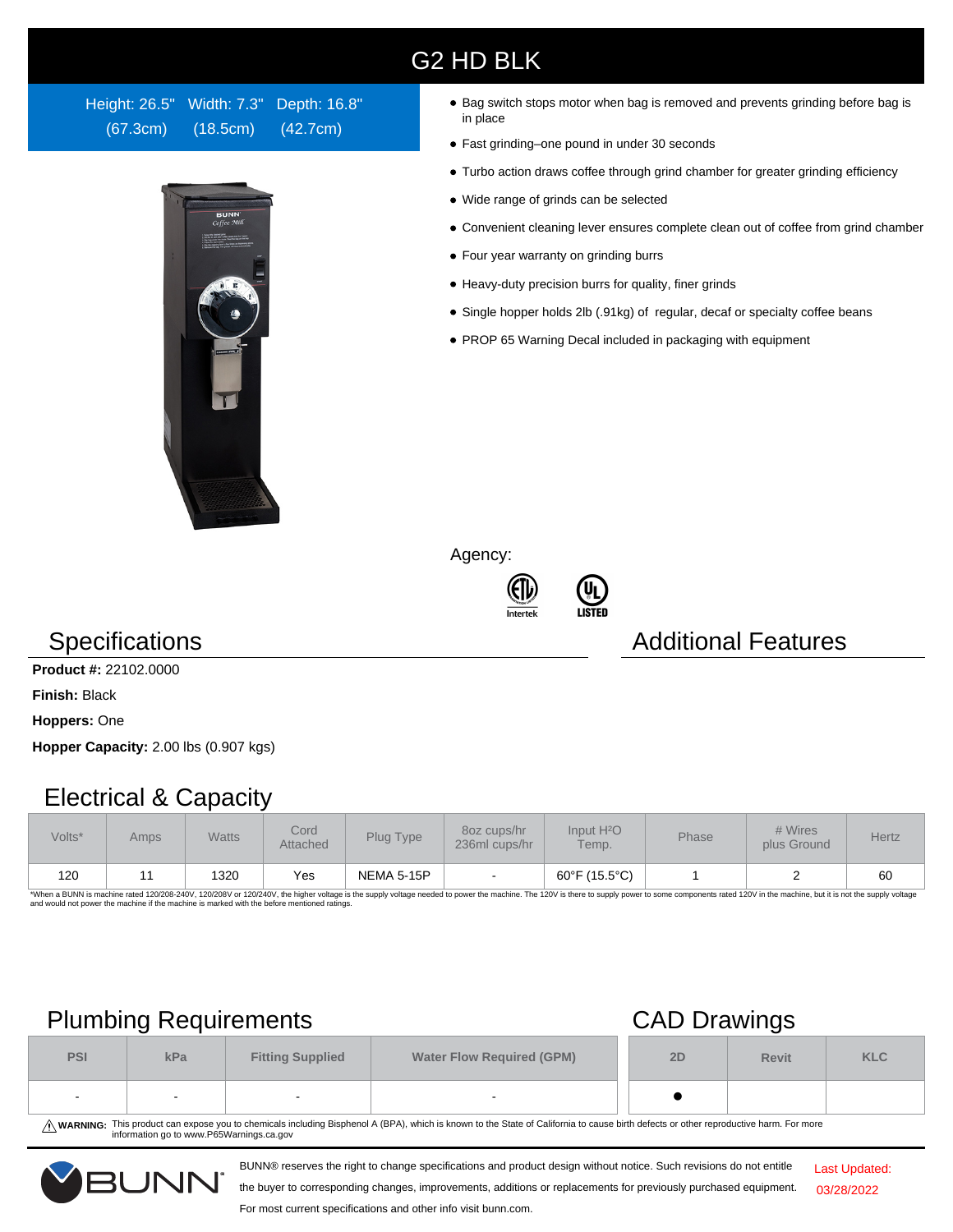# G2 HD BLK

Height: 26.5" (67.3cm) Width: 7.3" (18.5cm) Depth: 16.8" (42.7cm)

- Bag switch stops motor when bag is removed and prevents grinding before bag is in place
- Fast grinding–one pound in under 30 seconds
- Turbo action draws coffee through grind chamber for greater grinding efficiency
- Wide range of grinds can be selected
- Convenient cleaning lever ensures complete clean out of coffee from grind chamber
- Four year warranty on grinding burrs
- Heavy-duty precision burrs for quality, finer grinds
- Single hopper holds 2lb (.91kg) of regular, decaf or specialty coffee beans
- PROP 65 Warning Decal included in packaging with equipment

Agency:

Intertek LISTED

## Specifications

**Product #:** 22102.0000

**Finish:** Black

**Hoppers:** One

**Hopper Capacity:** 2.00 lbs (0.907 kgs)

## Additional Features

## Electrical & Capacity

| Volts* | Amps | Watts | Cord Attached | Plug Type | 8oz cups/hr 236ml cups/hr | Input $H_2O$ Temp. | Phase | # Wires plus Ground | Hertz |
|---|---|---|---|---|---|---|---|---|---|
| 120 | 11 | 1320 | Yes | NEMA 5-15P | - | 60°F (15.5°C) | 1 | 2 | 60 |

*When a BUNN is machine rated 120/208-240V, 120/208V or 120/240V, the higher voltage is the supply voltage needed to power the machine. The 120V is there to supply power to some components rated 120V in the machine, but it is not the supply voltage and would not power the machine if the machine is marked with the before mentioned ratings.

## Plumbing Requirements

| PSI | kPa | Fitting Supplied | Water Flow Required (GPM) |
|---|---|---|---|
| - | - | - | - |

## CAD Drawings

| 2D | Revit | KLC |
|---|---|---|
| ● | | |

⚠ **WARNING:** This product can expose you to chemicals including Bisphenol A (BPA), which is known to the State of California to cause birth defects or other reproductive harm. For more information go to www.P65Warnings.ca.gov

BUNN® reserves the right to change specifications and product design without notice. Such revisions do not entitle the buyer to corresponding changes, improvements, additions or replacements for previously purchased equipment. For most current specifications and other info visit bunn.com.

Last Updated: 03/28/2022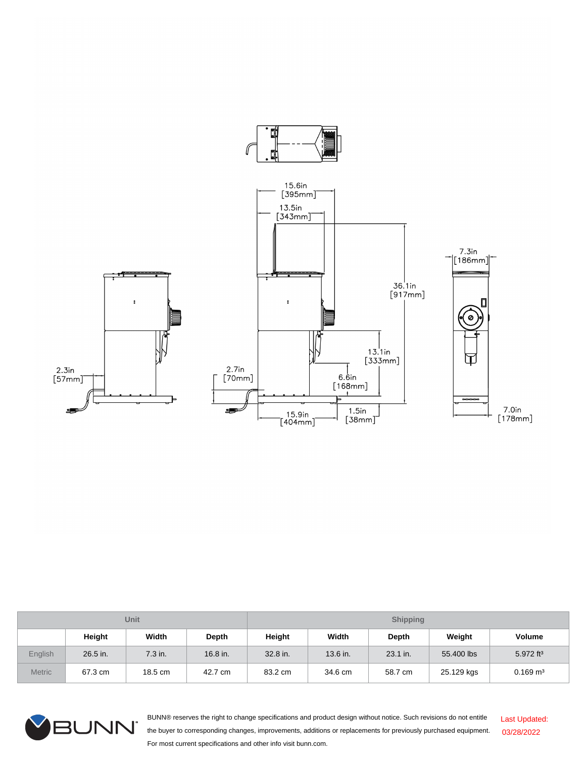15.6in [395mm]

13.5in [343mm]

36.1in [917mm]

7.3in [186mm]

13.1in [333mm]

2.3in [57mm]

2.7in [70mm]

6.6in [168mm]

15.9in [404mm]

1.5in [38mm]

7.0in [178mm]

| | Unit | | | Shipping | | | | |
|---|---|---|---|---|---|---|---|---|
| | Height | Width | Depth | Height | Width | Depth | Weight | Volume |
| English | 26.5 in. | 7.3 in. | 16.8 in. | 32.8 in. | 13.6 in. | 23.1 in. | 55.400 lbs | 5.972 ft³ |
| Metric | 67.3 cm | 18.5 cm | 42.7 cm | 83.2 cm | 34.6 cm | 58.7 cm | 25.129 kgs | 0.169 m³ |

BUNN® reserves the right to change specifications and product design without notice. Such revisions do not entitle the buyer to corresponding changes, improvements, additions or replacements for previously purchased equipment. For most current specifications and other info visit bunn.com.

Last Updated: 03/28/2022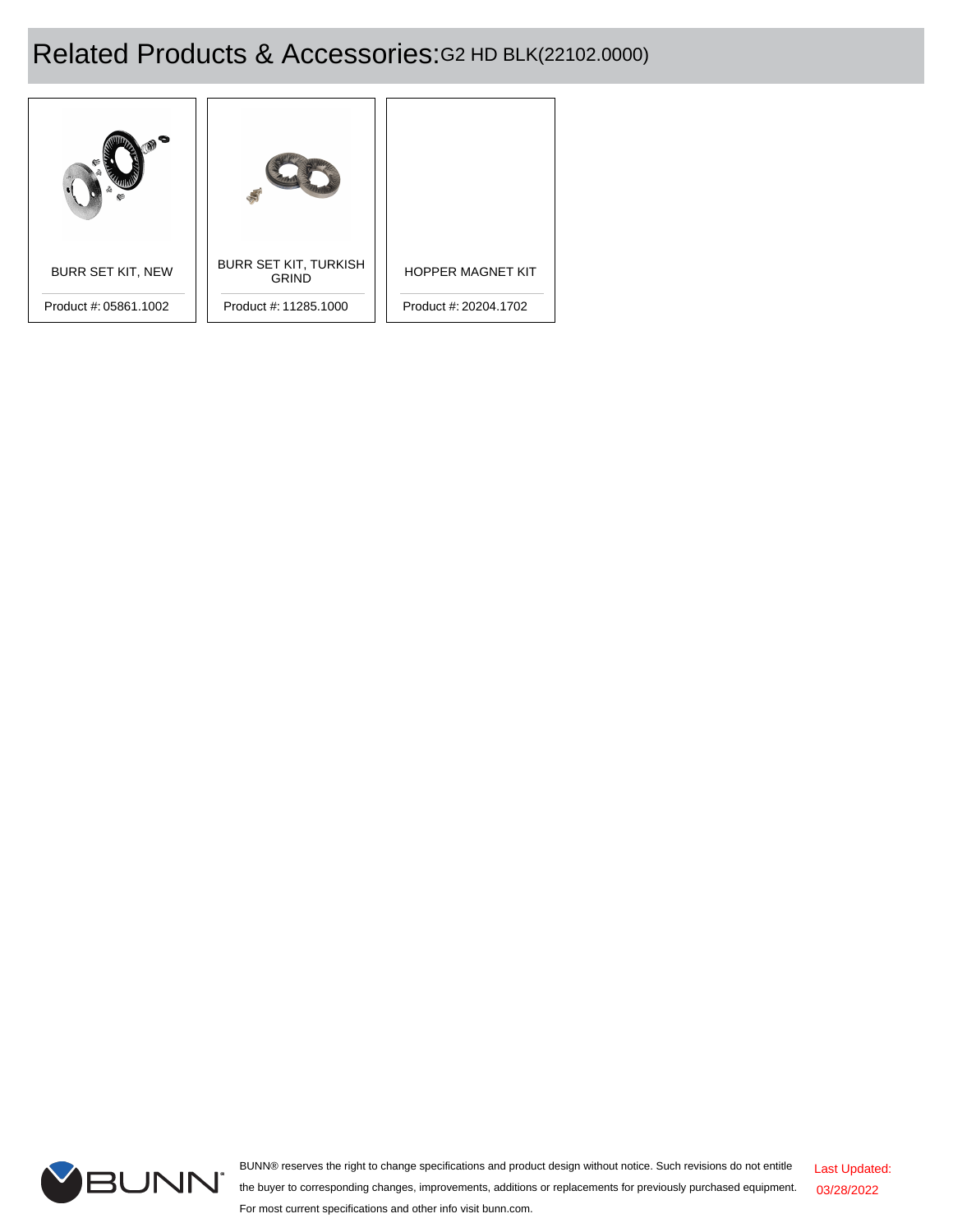# Related Products & Accessories: G2 HD BLK(22102.0000)

| Product | Product # |
| --- | --- |
| BURR SET KIT, NEW | 05861.1002 |
| BURR SET KIT, TURKISH GRIND | 11285.1000 |
| HOPPER MAGNET KIT | 20204.1702 |

BUNN® reserves the right to change specifications and product design without notice. Such revisions do not entitle the buyer to corresponding changes, improvements, additions or replacements for previously purchased equipment. For most current specifications and other info visit bunn.com.

Last Updated: 03/28/2022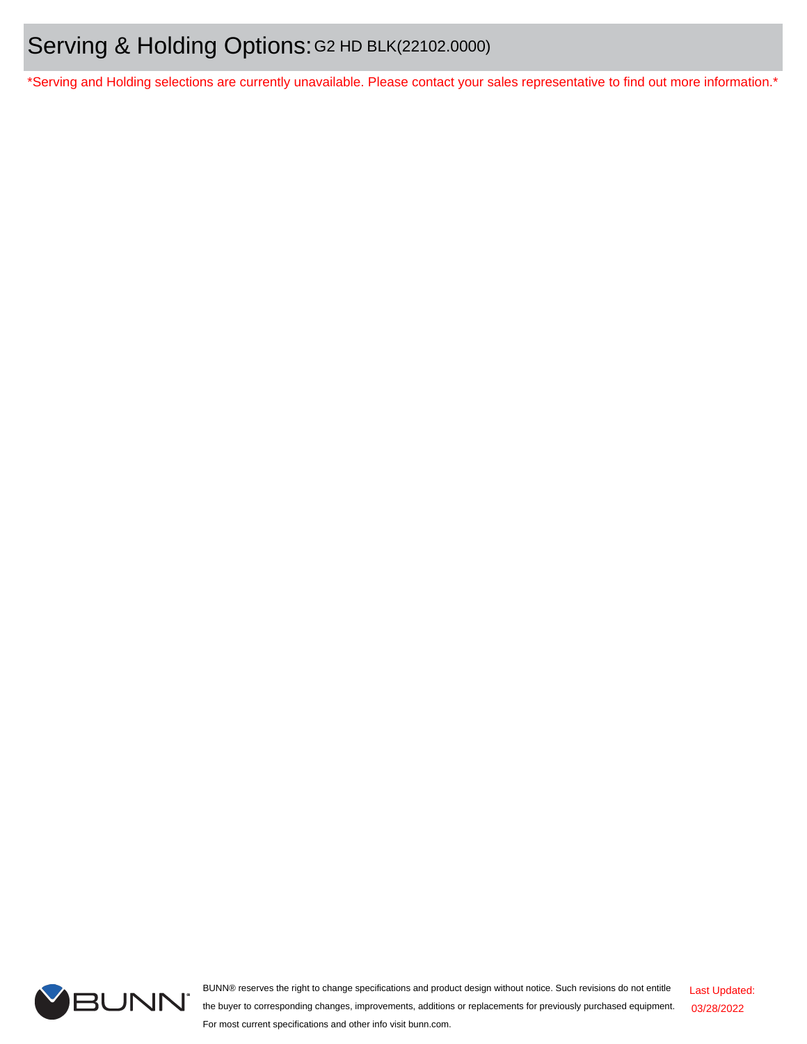# Serving & Holding Options: G2 HD BLK(22102.0000)

*Serving and Holding selections are currently unavailable. Please contact your sales representative to find out more information.*

BUNN® reserves the right to change specifications and product design without notice. Such revisions do not entitle the buyer to corresponding changes, improvements, additions or replacements for previously purchased equipment. For most current specifications and other info visit bunn.com.

Last Updated: 03/28/2022